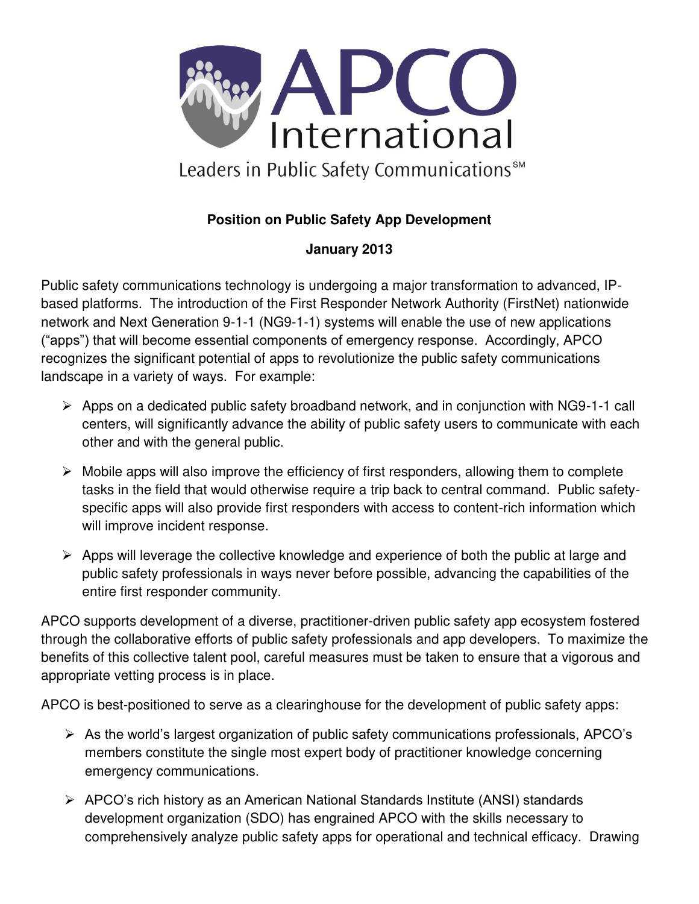APCO International

Leaders in Public Safety Communications℠

**Position on Public Safety App Development**

**January 2013**

Public safety communications technology is undergoing a major transformation to advanced, IP-based platforms. The introduction of the First Responder Network Authority (FirstNet) nationwide network and Next Generation 9-1-1 (NG9-1-1) systems will enable the use of new applications ("apps") that will become essential components of emergency response. Accordingly, APCO recognizes the significant potential of apps to revolutionize the public safety communications landscape in a variety of ways. For example:

- Apps on a dedicated public safety broadband network, and in conjunction with NG9-1-1 call centers, will significantly advance the ability of public safety users to communicate with each other and with the general public.
- Mobile apps will also improve the efficiency of first responders, allowing them to complete tasks in the field that would otherwise require a trip back to central command. Public safety-specific apps will also provide first responders with access to content-rich information which will improve incident response.
- Apps will leverage the collective knowledge and experience of both the public at large and public safety professionals in ways never before possible, advancing the capabilities of the entire first responder community.

APCO supports development of a diverse, practitioner-driven public safety app ecosystem fostered through the collaborative efforts of public safety professionals and app developers. To maximize the benefits of this collective talent pool, careful measures must be taken to ensure that a vigorous and appropriate vetting process is in place.

APCO is best-positioned to serve as a clearinghouse for the development of public safety apps:

- As the world's largest organization of public safety communications professionals, APCO's members constitute the single most expert body of practitioner knowledge concerning emergency communications.
- APCO's rich history as an American National Standards Institute (ANSI) standards development organization (SDO) has engrained APCO with the skills necessary to comprehensively analyze public safety apps for operational and technical efficacy. Drawing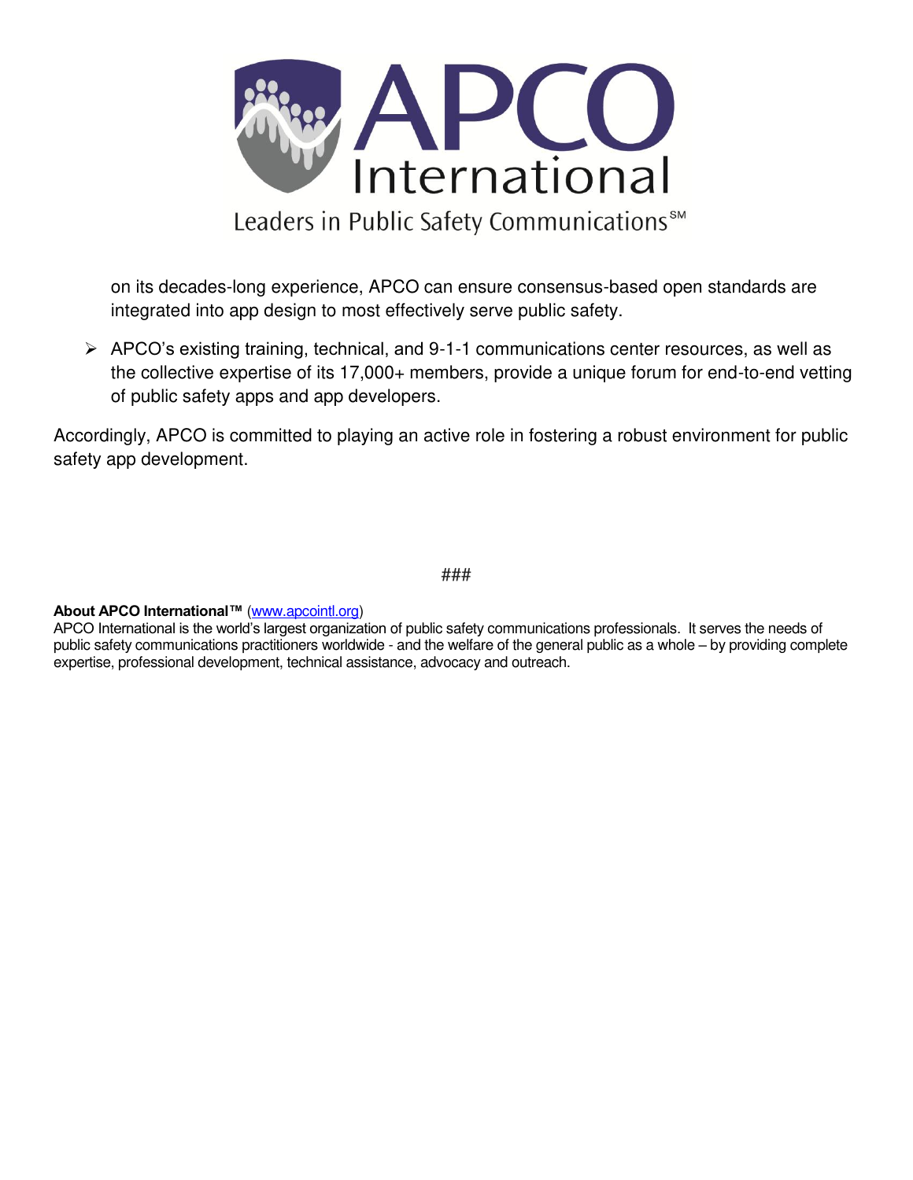on its decades-long experience, APCO can ensure consensus-based open standards are integrated into app design to most effectively serve public safety.

- APCO's existing training, technical, and 9-1-1 communications center resources, as well as the collective expertise of its 17,000+ members, provide a unique forum for end-to-end vetting of public safety apps and app developers.

Accordingly, APCO is committed to playing an active role in fostering a robust environment for public safety app development.

###

**About APCO International™** (www.apcointl.org)
APCO International is the world's largest organization of public safety communications professionals. It serves the needs of public safety communications practitioners worldwide - and the welfare of the general public as a whole – by providing complete expertise, professional development, technical assistance, advocacy and outreach.